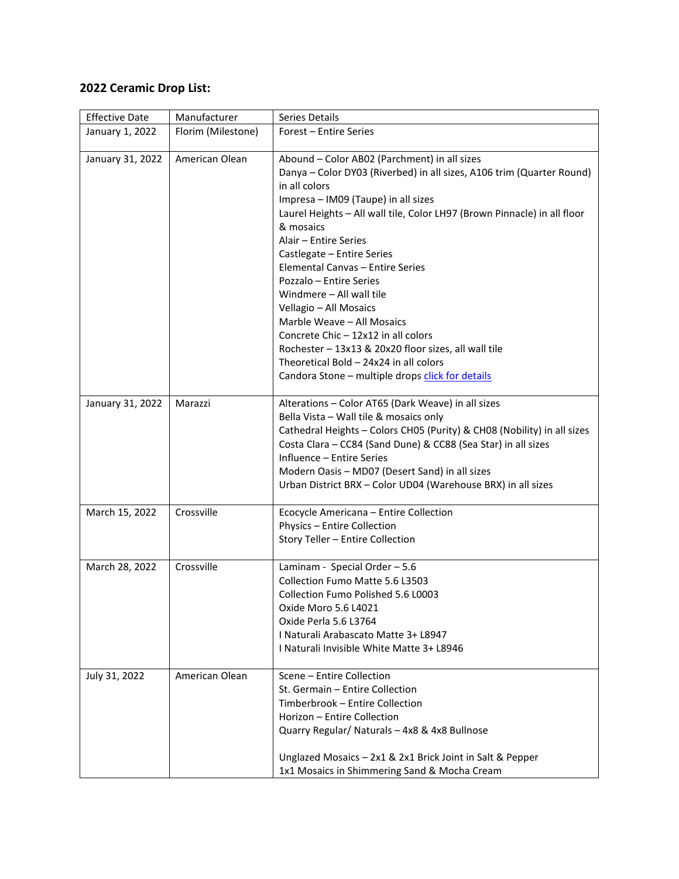**2022 Ceramic Drop List:**

| Effective Date | Manufacturer | Series Details |
|---|---|---|
| January 1, 2022 | Florim (Milestone) | Forest – Entire Series |
| January 31, 2022 | American Olean | Abound – Color AB02 (Parchment) in all sizes<br>Danya – Color DY03 (Riverbed) in all sizes, A106 trim (Quarter Round) in all colors<br>Impresa – IM09 (Taupe) in all sizes<br>Laurel Heights – All wall tile, Color LH97 (Brown Pinnacle) in all floor & mosaics<br>Alair – Entire Series<br>Castlegate – Entire Series<br>Elemental Canvas – Entire Series<br>Pozzalo – Entire Series<br>Windmere – All wall tile<br>Vellagio – All Mosaics<br>Marble Weave – All Mosaics<br>Concrete Chic – 12x12 in all colors<br>Rochester – 13x13 & 20x20 floor sizes, all wall tile<br>Theoretical Bold – 24x24 in all colors<br>Candora Stone – multiple drops click for details |
| January 31, 2022 | Marazzi | Alterations – Color AT65 (Dark Weave) in all sizes<br>Bella Vista – Wall tile & mosaics only<br>Cathedral Heights – Colors CH05 (Purity) & CH08 (Nobility) in all sizes<br>Costa Clara – CC84 (Sand Dune) & CC88 (Sea Star) in all sizes<br>Influence – Entire Series<br>Modern Oasis – MD07 (Desert Sand) in all sizes<br>Urban District BRX – Color UD04 (Warehouse BRX) in all sizes |
| March 15, 2022 | Crossville | Ecocycle Americana – Entire Collection<br>Physics – Entire Collection<br>Story Teller – Entire Collection |
| March 28, 2022 | Crossville | Laminam - Special Order – 5.6<br>Collection Fumo Matte 5.6 L3503<br>Collection Fumo Polished 5.6 L0003<br>Oxide Moro 5.6 L4021<br>Oxide Perla 5.6 L3764<br>I Naturali Arabascato Matte 3+ L8947<br>I Naturali Invisible White Matte 3+ L8946 |
| July 31, 2022 | American Olean | Scene – Entire Collection<br>St. Germain – Entire Collection<br>Timberbrook – Entire Collection<br>Horizon – Entire Collection<br>Quarry Regular/ Naturals – 4x8 & 4x8 Bullnose<br><br>Unglazed Mosaics – 2x1 & 2x1 Brick Joint in Salt & Pepper<br>1x1 Mosaics in Shimmering Sand & Mocha Cream |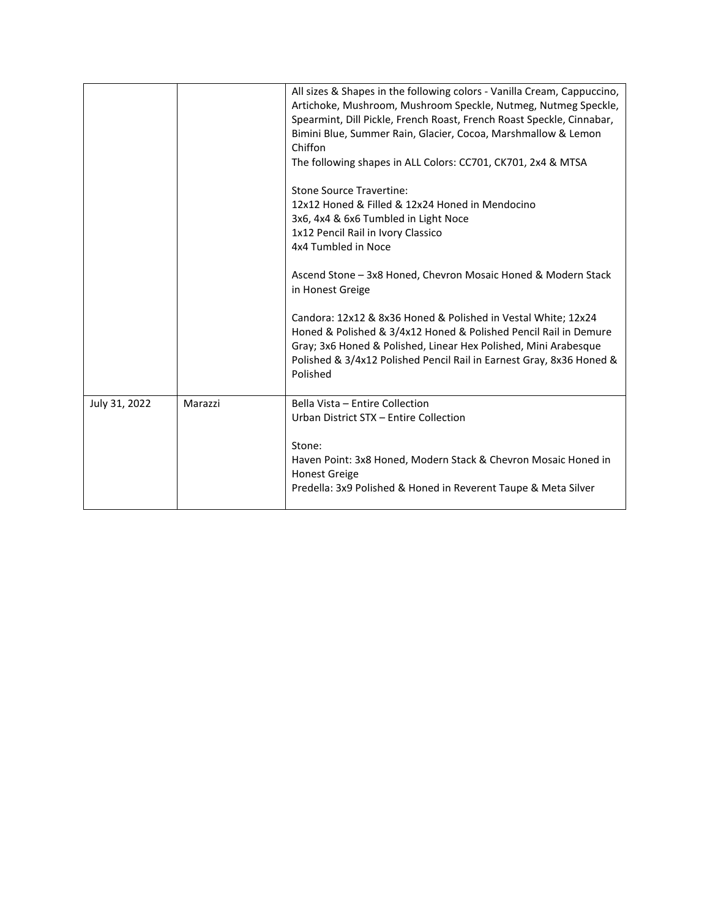| | | |
|---|---|---|
| | | All sizes & Shapes in the following colors - Vanilla Cream, Cappuccino, Artichoke, Mushroom, Mushroom Speckle, Nutmeg, Nutmeg Speckle, Spearmint, Dill Pickle, French Roast, French Roast Speckle, Cinnabar, Bimini Blue, Summer Rain, Glacier, Cocoa, Marshmallow & Lemon Chiffon<br>The following shapes in ALL Colors: CC701, CK701, 2x4 & MTSA<br><br>Stone Source Travertine:<br>12x12 Honed & Filled & 12x24 Honed in Mendocino<br>3x6, 4x4 & 6x6 Tumbled in Light Noce<br>1x12 Pencil Rail in Ivory Classico<br>4x4 Tumbled in Noce<br><br>Ascend Stone – 3x8 Honed, Chevron Mosaic Honed & Modern Stack in Honest Greige<br><br>Candora: 12x12 & 8x36 Honed & Polished in Vestal White; 12x24 Honed & Polished & 3/4x12 Honed & Polished Pencil Rail in Demure Gray; 3x6 Honed & Polished, Linear Hex Polished, Mini Arabesque Polished & 3/4x12 Polished Pencil Rail in Earnest Gray, 8x36 Honed & Polished |
| July 31, 2022 | Marazzi | Bella Vista – Entire Collection<br>Urban District STX – Entire Collection<br><br>Stone:<br>Haven Point: 3x8 Honed, Modern Stack & Chevron Mosaic Honed in Honest Greige<br>Predella: 3x9 Polished & Honed in Reverent Taupe & Meta Silver |